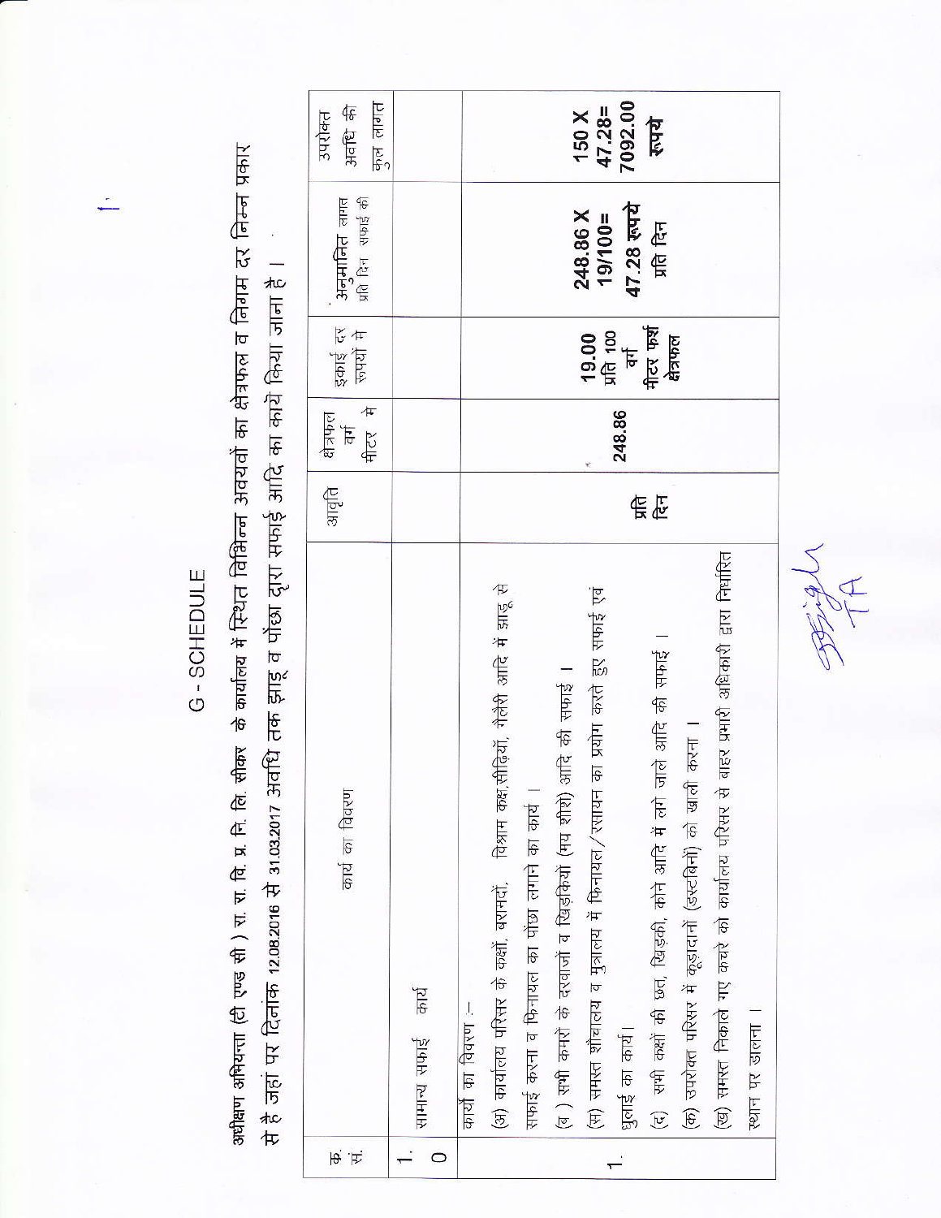# G - SCHEDULE

अधीक्षण अभियन्ता (टी एण्ड सी ) रा. रा. वि. प्र. नि. लि. सीकर के कार्यालय में स्थित विभिन्न अवयवों का क्षेत्रफल व निगम दर निम्न प्रकार से है जहां पर दिनांक 12.08.2016 से 31.03.2017 अवधि तक झाड़ू व पोंछा द्वारा सफाई आदि का कार्य किया जाना है ।

| क्र. सं. | कार्य का विवरण | आवृति | क्षेत्रफल वर्ग मीटर मे | इकाई दर रूपयों मे | अनुमानित लागत प्रति दिन सफाई की | उपरोक्त अवधि की कुल लागत |
|---|---|---|---|---|---|---|
| 1.0 | सामान्य सफाई कार्य | | | | | |
| 1. | कार्यो का विवरण :-<br>(अ) कार्यालय परिसर के कक्षों, बरामदों, विश्राम कक्ष,सीढ़ियों, गैलेरी आदि में झाडू से सफाई करना व फिनायल का पोंछा लगाने का कार्य ।<br>(ब ) सभी कमरों के दरवाजों व खिड़कियों (मय शीशे) आदि की सफाई ।<br>(स) समस्त शौचालय व मुत्रालय में फिनायल/रसायन का प्रयोग करते हुए सफाई एवं धुलाई का कार्य।<br>(द) सभी कक्षों की छत, खिड़की, कोने आदि में लगे जाले आदि की सफाई ।<br>(क) उपरोक्त परिसर में कूड़ादानों (डस्टबिनों) को खाली करना ।<br>(ख) समस्त निकाले गए कचरे को कार्यालय परिसर से बाहर प्रभारी अधिकारी द्वारा निर्धारित स्थान पर डालना । | प्रति दिन | 248.86 | 19.00 प्रति 100 वर्ग मीटर फर्श क्षेत्रफल | 248.86 X 19/100= 47.28 रूपये प्रति दिन | 150 X 47.28= 7092.00 रूपये |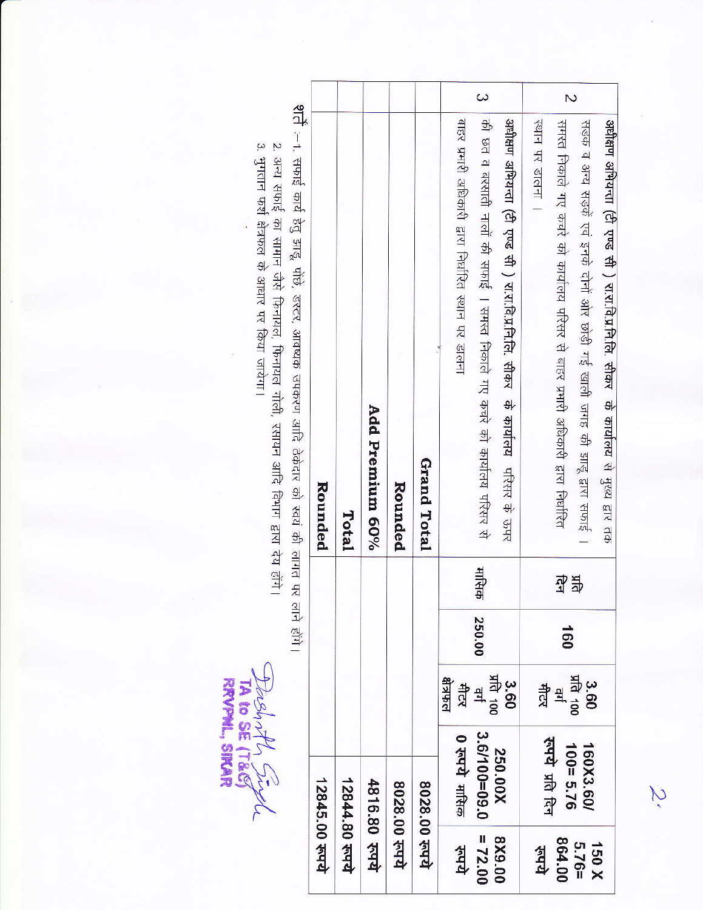| 2 | अधीक्षण अभियन्ता (टी एण्ड सी ) रा.रा.वि.प्र.नि.लि. सीकर के कार्यालय से मुख्य द्वार तक सड़क व अन्य सड़कें एवं इनके दोनों ओर छोड़ी गई खाली जगह की झाडू द्वारा सफाई। समस्त निकाले गए कचरे को कार्यालय परिसर से बाहर प्रभारी अधिकारी द्वारा निर्धारित स्थान पर डालना। | प्रति दिन | 160 | 3.60 प्रति 100 वर्ग मीटर | 160X3.60/ 100= 5.76 रुपये प्रति दिन | 150 X 5.76= 864.00 रुपये |
|---|---|---|---|---|---|---|
| 3 | अधीक्षण अभियन्ता (टी एण्ड सी ) रा.रा.वि.प्र.नि.लि. सीकर के कार्यालय परिसर के ऊपर की छत व बरसाती नालों की सफाई। समस्त निकाले गए कचरे को कार्यालय परिसर से बाहर प्रभारी अधिकारी द्वारा निर्धारित स्थान पर डालना | मासिक | 250.00 | 3.60 प्रति 100 वर्ग मीटर क्षेत्रफल | 250.00X 3.6/100=09.0 0 रुपये मासिक | 8X9.00 = 72.00 रुपये |
| | Grand Total | | | | | 8028.00 रुपये |
| | Rounded | | | | | 8028.00 रुपये |
| | Add Premium 60% | | | | | 4816.80 रुपये |
| | Total | | | | | 12844.80 रुपये |
| | Rounded | | | | | 12845.00 रुपये |

शर्तें :-1. सफाई कार्य हेतु झाडू, पोंछे, डस्टर, आवश्यक उपकरण आदि ठेकेदार को स्वयं की लागत पर लाने होंगे।

2. अन्य सफाई का सामान जैसे फिनायल, फिनायल गोली, रसायन आदि विभाग द्वारा देय होंगे।

3. भुगतान फर्श क्षेत्रफल के आधार पर किया जायेगा।

TA to SE (T&C)
RRVPNL, SIKAR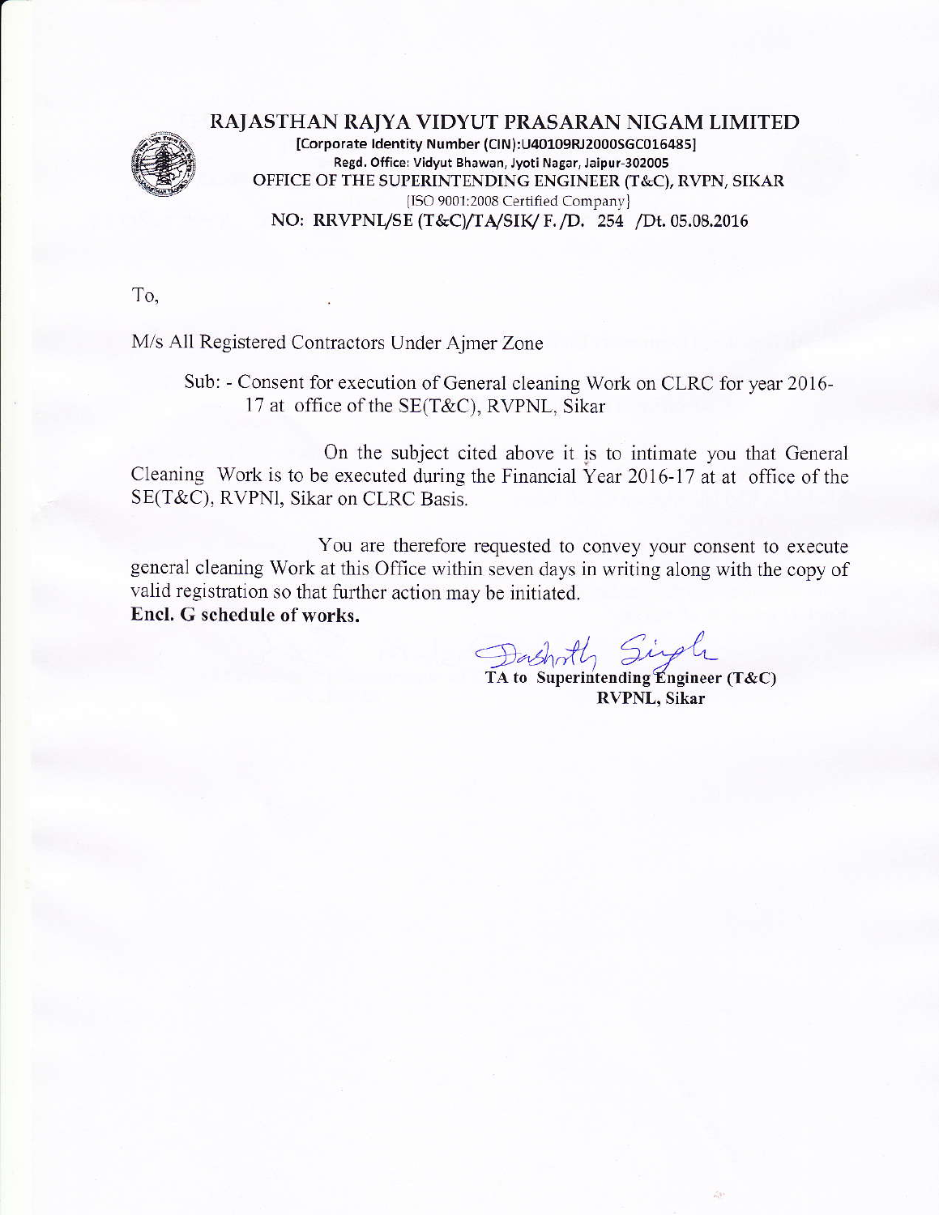# RAJASTHAN RAJYA VIDYUT PRASARAN NIGAM LIMITED

[Corporate Identity Number (CIN):U40109RJ2000SGC016485]
Regd. Office: Vidyut Bhawan, Jyoti Nagar, Jaipur-302005
OFFICE OF THE SUPERINTENDING ENGINEER (T&C), RVPN, SIKAR
{ISO 9001:2008 Certified Company}
NO: RRVPNL/SE (T&C)/TA/SIK/ F. /D. 254 /Dt. 05.08.2016

To,

M/s All Registered Contractors Under Ajmer Zone

Sub: - Consent for execution of General cleaning Work on CLRC for year 2016-17 at office of the SE(T&C), RVPNL, Sikar

On the subject cited above it is to intimate you that General Cleaning Work is to be executed during the Financial Year 2016-17 at at office of the SE(T&C), RVPNl, Sikar on CLRC Basis.

You are therefore requested to convey your consent to execute general cleaning Work at this Office within seven days in writing along with the copy of valid registration so that further action may be initiated.

**Encl. G schedule of works.**

Dashrath Singh
**TA to Superintending Engineer (T&C)**
**RVPNL, Sikar**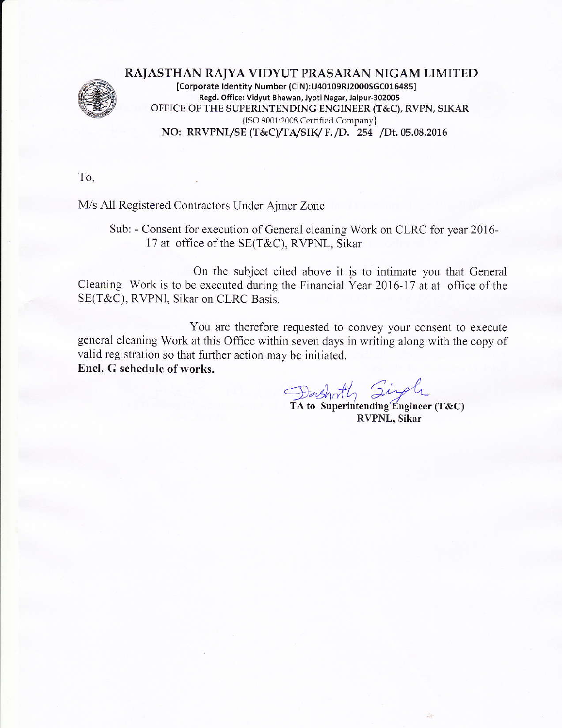# RAJASTHAN RAJYA VIDYUT PRASARAN NIGAM LIMITED

[Corporate Identity Number (CIN):U40109RJ2000SGC016485]
Regd. Office: Vidyut Bhawan, Jyoti Nagar, Jaipur-302005
OFFICE OF THE SUPERINTENDING ENGINEER (T&C), RVPN, SIKAR
{ISO 9001:2008 Certified Company}
**NO: RRVPNL/SE (T&C)/TA/SIK/ F./D. 254 /Dt. 05.08.2016**

To,

M/s All Registered Contractors Under Ajmer Zone

Sub: - Consent for execution of General cleaning Work on CLRC for year 2016-17 at office of the SE(T&C), RVPNL, Sikar

On the subject cited above it is to intimate you that General Cleaning Work is to be executed during the Financial Year 2016-17 at at office of the SE(T&C), RVPNl, Sikar on CLRC Basis.

You are therefore requested to convey your consent to execute general cleaning Work at this Office within seven days in writing along with the copy of valid registration so that further action may be initiated.

**Encl. G schedule of works.**

Dashrath Singh
**TA to Superintending Engineer (T&C)**
**RVPNL, Sikar**